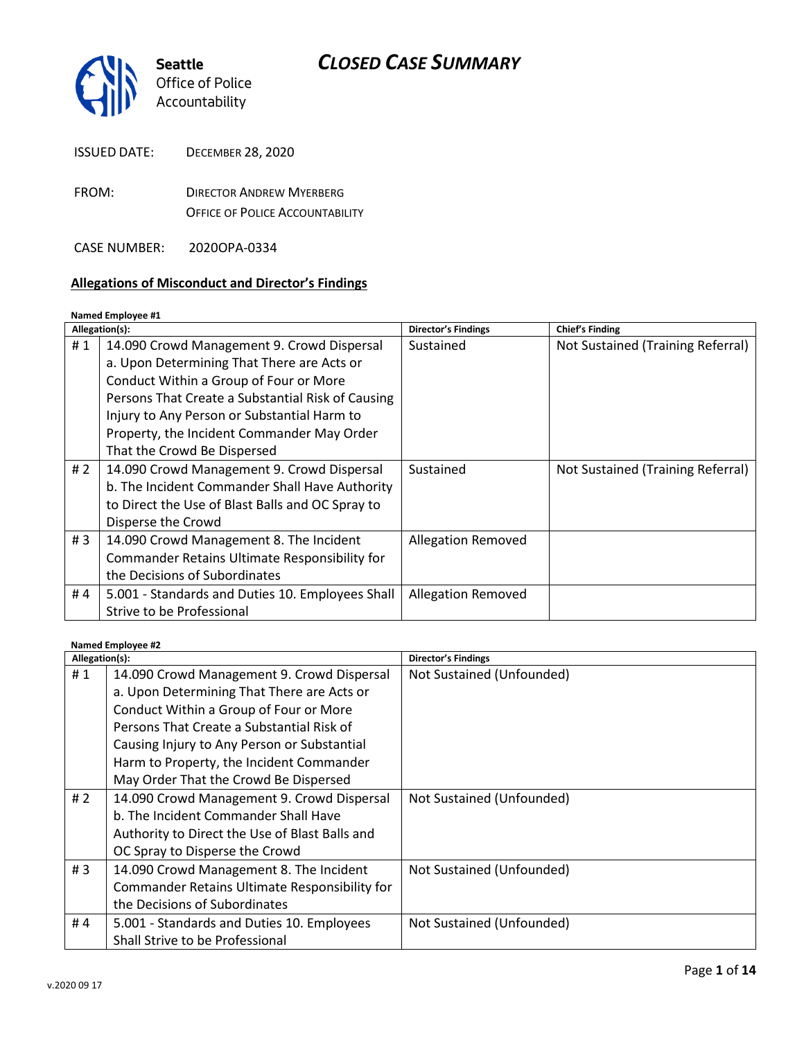Seattle Office of Police Accountability

# CLOSED CASE SUMMARY

ISSUED DATE: DECEMBER 28, 2020

FROM: DIRECTOR ANDREW MYERBERG
OFFICE OF POLICE ACCOUNTABILITY

CASE NUMBER: 2020OPA-0334

## Allegations of Misconduct and Director's Findings

**Named Employee #1**

| Allegation(s): | | Director's Findings | Chief's Finding |
|---|---|---|---|
| # 1 | 14.090 Crowd Management 9. Crowd Dispersal a. Upon Determining That There are Acts or Conduct Within a Group of Four or More Persons That Create a Substantial Risk of Causing Injury to Any Person or Substantial Harm to Property, the Incident Commander May Order That the Crowd Be Dispersed | Sustained | Not Sustained (Training Referral) |
| # 2 | 14.090 Crowd Management 9. Crowd Dispersal b. The Incident Commander Shall Have Authority to Direct the Use of Blast Balls and OC Spray to Disperse the Crowd | Sustained | Not Sustained (Training Referral) |
| # 3 | 14.090 Crowd Management 8. The Incident Commander Retains Ultimate Responsibility for the Decisions of Subordinates | Allegation Removed | |
| # 4 | 5.001 - Standards and Duties 10. Employees Shall Strive to be Professional | Allegation Removed | |

**Named Employee #2**

| Allegation(s): | | Director's Findings |
|---|---|---|
| # 1 | 14.090 Crowd Management 9. Crowd Dispersal a. Upon Determining That There are Acts or Conduct Within a Group of Four or More Persons That Create a Substantial Risk of Causing Injury to Any Person or Substantial Harm to Property, the Incident Commander May Order That the Crowd Be Dispersed | Not Sustained (Unfounded) |
| # 2 | 14.090 Crowd Management 9. Crowd Dispersal b. The Incident Commander Shall Have Authority to Direct the Use of Blast Balls and OC Spray to Disperse the Crowd | Not Sustained (Unfounded) |
| # 3 | 14.090 Crowd Management 8. The Incident Commander Retains Ultimate Responsibility for the Decisions of Subordinates | Not Sustained (Unfounded) |
| # 4 | 5.001 - Standards and Duties 10. Employees Shall Strive to be Professional | Not Sustained (Unfounded) |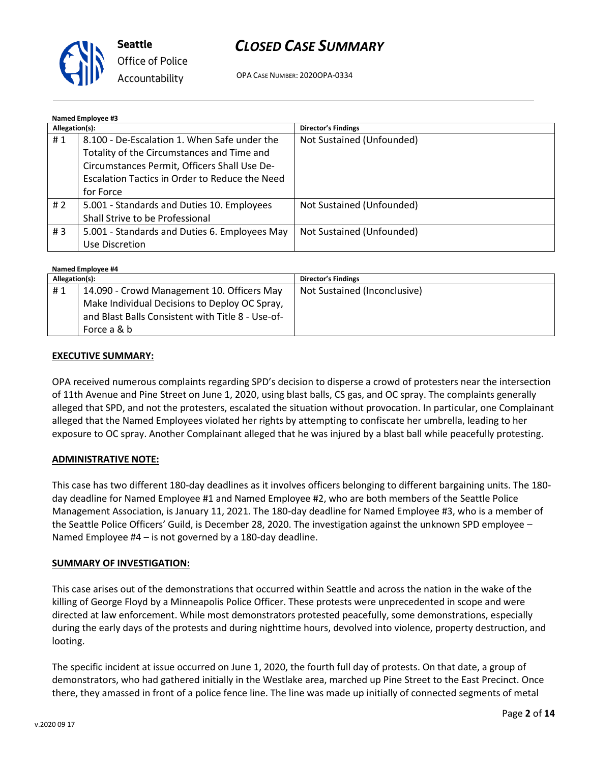**Named Employee #3**

| Allegation(s): | | Director's Findings |
|---|---|---|
| # 1 | 8.100 - De-Escalation 1. When Safe under the Totality of the Circumstances and Time and Circumstances Permit, Officers Shall Use De-Escalation Tactics in Order to Reduce the Need for Force | Not Sustained (Unfounded) |
| # 2 | 5.001 - Standards and Duties 10. Employees Shall Strive to be Professional | Not Sustained (Unfounded) |
| # 3 | 5.001 - Standards and Duties 6. Employees May Use Discretion | Not Sustained (Unfounded) |

**Named Employee #4**

| Allegation(s): | | Director's Findings |
|---|---|---|
| # 1 | 14.090 - Crowd Management 10. Officers May Make Individual Decisions to Deploy OC Spray, and Blast Balls Consistent with Title 8 - Use-of-Force a & b | Not Sustained (Inconclusive) |

**EXECUTIVE SUMMARY:**

OPA received numerous complaints regarding SPD's decision to disperse a crowd of protesters near the intersection of 11th Avenue and Pine Street on June 1, 2020, using blast balls, CS gas, and OC spray. The complaints generally alleged that SPD, and not the protesters, escalated the situation without provocation. In particular, one Complainant alleged that the Named Employees violated her rights by attempting to confiscate her umbrella, leading to her exposure to OC spray. Another Complainant alleged that he was injured by a blast ball while peacefully protesting.

**ADMINISTRATIVE NOTE:**

This case has two different 180-day deadlines as it involves officers belonging to different bargaining units. The 180-day deadline for Named Employee #1 and Named Employee #2, who are both members of the Seattle Police Management Association, is January 11, 2021. The 180-day deadline for Named Employee #3, who is a member of the Seattle Police Officers' Guild, is December 28, 2020. The investigation against the unknown SPD employee – Named Employee #4 – is not governed by a 180-day deadline.

**SUMMARY OF INVESTIGATION:**

This case arises out of the demonstrations that occurred within Seattle and across the nation in the wake of the killing of George Floyd by a Minneapolis Police Officer. These protests were unprecedented in scope and were directed at law enforcement. While most demonstrators protested peacefully, some demonstrations, especially during the early days of the protests and during nighttime hours, devolved into violence, property destruction, and looting.

The specific incident at issue occurred on June 1, 2020, the fourth full day of protests. On that date, a group of demonstrators, who had gathered initially in the Westlake area, marched up Pine Street to the East Precinct. Once there, they amassed in front of a police fence line. The line was made up initially of connected segments of metal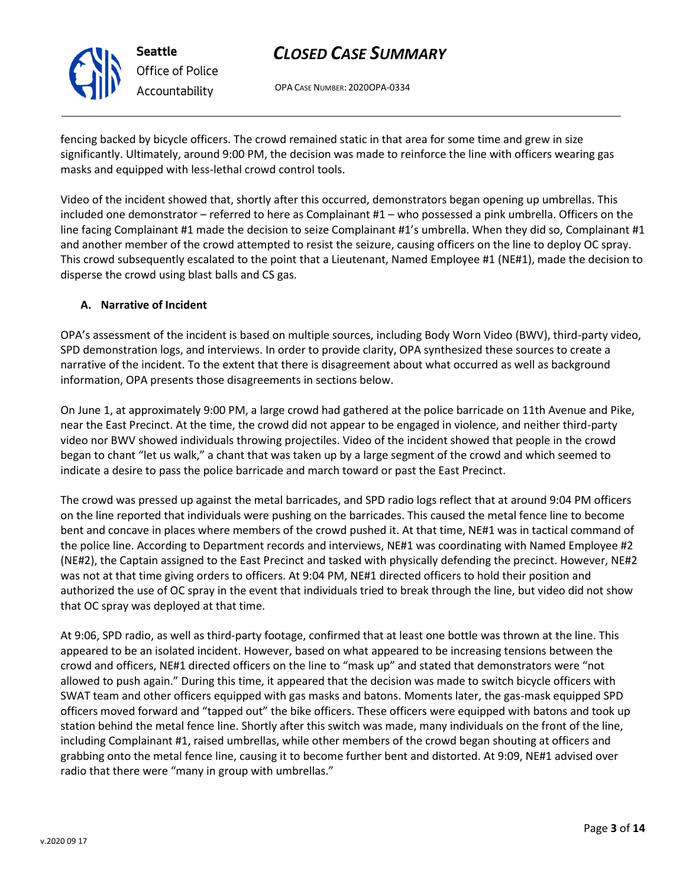fencing backed by bicycle officers. The crowd remained static in that area for some time and grew in size significantly. Ultimately, around 9:00 PM, the decision was made to reinforce the line with officers wearing gas masks and equipped with less-lethal crowd control tools.

Video of the incident showed that, shortly after this occurred, demonstrators began opening up umbrellas. This included one demonstrator – referred to here as Complainant #1 – who possessed a pink umbrella. Officers on the line facing Complainant #1 made the decision to seize Complainant #1's umbrella. When they did so, Complainant #1 and another member of the crowd attempted to resist the seizure, causing officers on the line to deploy OC spray. This crowd subsequently escalated to the point that a Lieutenant, Named Employee #1 (NE#1), made the decision to disperse the crowd using blast balls and CS gas.

### A. Narrative of Incident

OPA's assessment of the incident is based on multiple sources, including Body Worn Video (BWV), third-party video, SPD demonstration logs, and interviews. In order to provide clarity, OPA synthesized these sources to create a narrative of the incident. To the extent that there is disagreement about what occurred as well as background information, OPA presents those disagreements in sections below.

On June 1, at approximately 9:00 PM, a large crowd had gathered at the police barricade on 11th Avenue and Pike, near the East Precinct. At the time, the crowd did not appear to be engaged in violence, and neither third-party video nor BWV showed individuals throwing projectiles. Video of the incident showed that people in the crowd began to chant "let us walk," a chant that was taken up by a large segment of the crowd and which seemed to indicate a desire to pass the police barricade and march toward or past the East Precinct.

The crowd was pressed up against the metal barricades, and SPD radio logs reflect that at around 9:04 PM officers on the line reported that individuals were pushing on the barricades. This caused the metal fence line to become bent and concave in places where members of the crowd pushed it. At that time, NE#1 was in tactical command of the police line. According to Department records and interviews, NE#1 was coordinating with Named Employee #2 (NE#2), the Captain assigned to the East Precinct and tasked with physically defending the precinct. However, NE#2 was not at that time giving orders to officers. At 9:04 PM, NE#1 directed officers to hold their position and authorized the use of OC spray in the event that individuals tried to break through the line, but video did not show that OC spray was deployed at that time.

At 9:06, SPD radio, as well as third-party footage, confirmed that at least one bottle was thrown at the line. This appeared to be an isolated incident. However, based on what appeared to be increasing tensions between the crowd and officers, NE#1 directed officers on the line to "mask up" and stated that demonstrators were "not allowed to push again." During this time, it appeared that the decision was made to switch bicycle officers with SWAT team and other officers equipped with gas masks and batons. Moments later, the gas-mask equipped SPD officers moved forward and "tapped out" the bike officers. These officers were equipped with batons and took up station behind the metal fence line. Shortly after this switch was made, many individuals on the front of the line, including Complainant #1, raised umbrellas, while other members of the crowd began shouting at officers and grabbing onto the metal fence line, causing it to become further bent and distorted. At 9:09, NE#1 advised over radio that there were "many in group with umbrellas."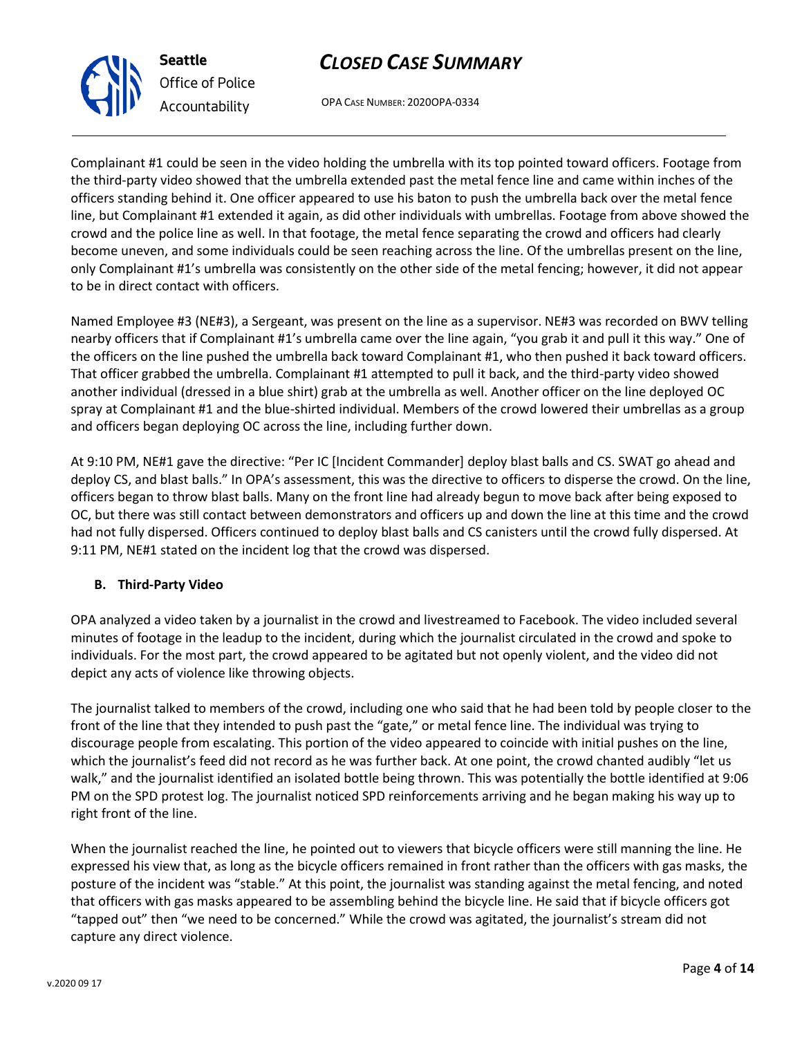Complainant #1 could be seen in the video holding the umbrella with its top pointed toward officers. Footage from the third-party video showed that the umbrella extended past the metal fence line and came within inches of the officers standing behind it. One officer appeared to use his baton to push the umbrella back over the metal fence line, but Complainant #1 extended it again, as did other individuals with umbrellas. Footage from above showed the crowd and the police line as well. In that footage, the metal fence separating the crowd and officers had clearly become uneven, and some individuals could be seen reaching across the line. Of the umbrellas present on the line, only Complainant #1's umbrella was consistently on the other side of the metal fencing; however, it did not appear to be in direct contact with officers.

Named Employee #3 (NE#3), a Sergeant, was present on the line as a supervisor. NE#3 was recorded on BWV telling nearby officers that if Complainant #1's umbrella came over the line again, "you grab it and pull it this way." One of the officers on the line pushed the umbrella back toward Complainant #1, who then pushed it back toward officers. That officer grabbed the umbrella. Complainant #1 attempted to pull it back, and the third-party video showed another individual (dressed in a blue shirt) grab at the umbrella as well. Another officer on the line deployed OC spray at Complainant #1 and the blue-shirted individual. Members of the crowd lowered their umbrellas as a group and officers began deploying OC across the line, including further down.

At 9:10 PM, NE#1 gave the directive: "Per IC [Incident Commander] deploy blast balls and CS. SWAT go ahead and deploy CS, and blast balls." In OPA's assessment, this was the directive to officers to disperse the crowd. On the line, officers began to throw blast balls. Many on the front line had already begun to move back after being exposed to OC, but there was still contact between demonstrators and officers up and down the line at this time and the crowd had not fully dispersed. Officers continued to deploy blast balls and CS canisters until the crowd fully dispersed. At 9:11 PM, NE#1 stated on the incident log that the crowd was dispersed.

### B. Third-Party Video

OPA analyzed a video taken by a journalist in the crowd and livestreamed to Facebook. The video included several minutes of footage in the leadup to the incident, during which the journalist circulated in the crowd and spoke to individuals. For the most part, the crowd appeared to be agitated but not openly violent, and the video did not depict any acts of violence like throwing objects.

The journalist talked to members of the crowd, including one who said that he had been told by people closer to the front of the line that they intended to push past the "gate," or metal fence line. The individual was trying to discourage people from escalating. This portion of the video appeared to coincide with initial pushes on the line, which the journalist's feed did not record as he was further back. At one point, the crowd chanted audibly "let us walk," and the journalist identified an isolated bottle being thrown. This was potentially the bottle identified at 9:06 PM on the SPD protest log. The journalist noticed SPD reinforcements arriving and he began making his way up to right front of the line.

When the journalist reached the line, he pointed out to viewers that bicycle officers were still manning the line. He expressed his view that, as long as the bicycle officers remained in front rather than the officers with gas masks, the posture of the incident was "stable." At this point, the journalist was standing against the metal fencing, and noted that officers with gas masks appeared to be assembling behind the bicycle line. He said that if bicycle officers got "tapped out" then "we need to be concerned." While the crowd was agitated, the journalist's stream did not capture any direct violence.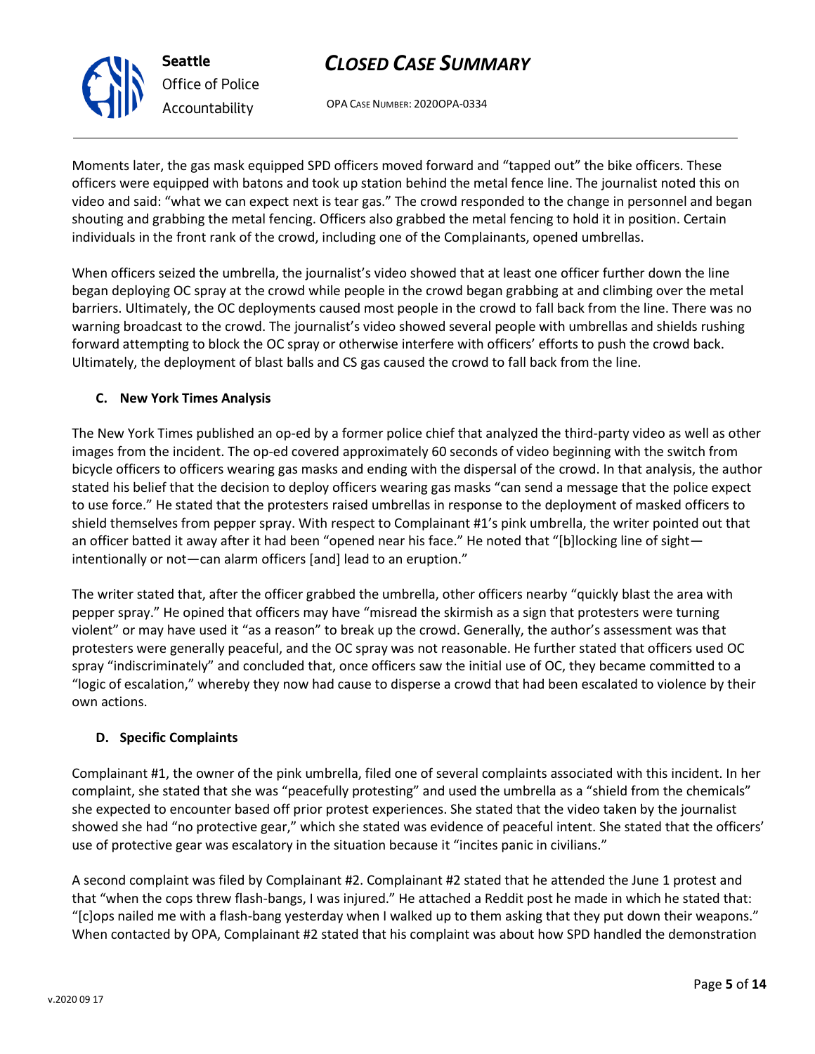Moments later, the gas mask equipped SPD officers moved forward and "tapped out" the bike officers. These officers were equipped with batons and took up station behind the metal fence line. The journalist noted this on video and said: "what we can expect next is tear gas." The crowd responded to the change in personnel and began shouting and grabbing the metal fencing. Officers also grabbed the metal fencing to hold it in position. Certain individuals in the front rank of the crowd, including one of the Complainants, opened umbrellas.

When officers seized the umbrella, the journalist's video showed that at least one officer further down the line began deploying OC spray at the crowd while people in the crowd began grabbing at and climbing over the metal barriers. Ultimately, the OC deployments caused most people in the crowd to fall back from the line. There was no warning broadcast to the crowd. The journalist's video showed several people with umbrellas and shields rushing forward attempting to block the OC spray or otherwise interfere with officers' efforts to push the crowd back. Ultimately, the deployment of blast balls and CS gas caused the crowd to fall back from the line.

### C. New York Times Analysis

The New York Times published an op-ed by a former police chief that analyzed the third-party video as well as other images from the incident. The op-ed covered approximately 60 seconds of video beginning with the switch from bicycle officers to officers wearing gas masks and ending with the dispersal of the crowd. In that analysis, the author stated his belief that the decision to deploy officers wearing gas masks "can send a message that the police expect to use force." He stated that the protesters raised umbrellas in response to the deployment of masked officers to shield themselves from pepper spray. With respect to Complainant #1's pink umbrella, the writer pointed out that an officer batted it away after it had been "opened near his face." He noted that "[b]locking line of sight—intentionally or not—can alarm officers [and] lead to an eruption."

The writer stated that, after the officer grabbed the umbrella, other officers nearby "quickly blast the area with pepper spray." He opined that officers may have "misread the skirmish as a sign that protesters were turning violent" or may have used it "as a reason" to break up the crowd. Generally, the author's assessment was that protesters were generally peaceful, and the OC spray was not reasonable. He further stated that officers used OC spray "indiscriminately" and concluded that, once officers saw the initial use of OC, they became committed to a "logic of escalation," whereby they now had cause to disperse a crowd that had been escalated to violence by their own actions.

### D. Specific Complaints

Complainant #1, the owner of the pink umbrella, filed one of several complaints associated with this incident. In her complaint, she stated that she was "peacefully protesting" and used the umbrella as a "shield from the chemicals" she expected to encounter based off prior protest experiences. She stated that the video taken by the journalist showed she had "no protective gear," which she stated was evidence of peaceful intent. She stated that the officers' use of protective gear was escalatory in the situation because it "incites panic in civilians."

A second complaint was filed by Complainant #2. Complainant #2 stated that he attended the June 1 protest and that "when the cops threw flash-bangs, I was injured." He attached a Reddit post he made in which he stated that: "[c]ops nailed me with a flash-bang yesterday when I walked up to them asking that they put down their weapons." When contacted by OPA, Complainant #2 stated that his complaint was about how SPD handled the demonstration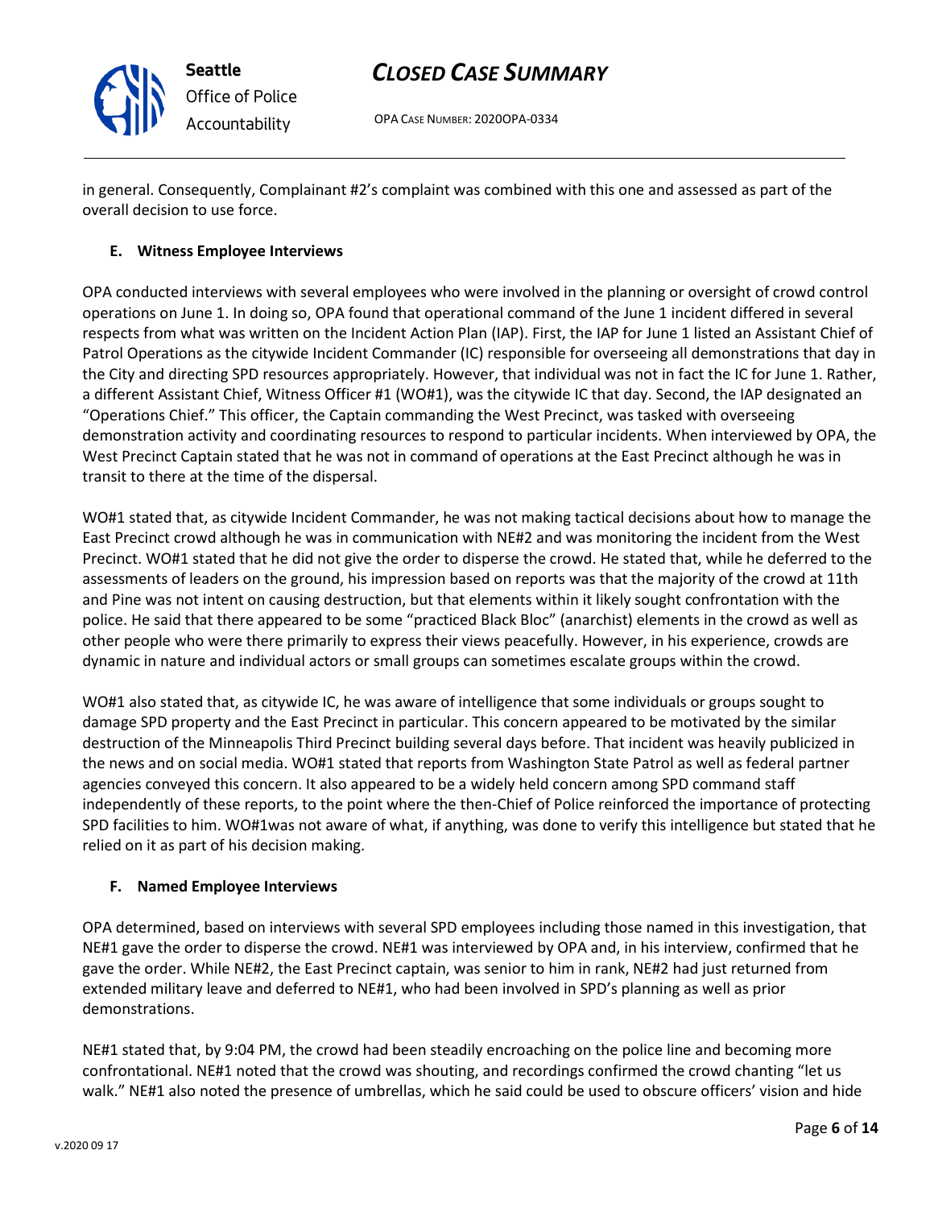in general. Consequently, Complainant #2's complaint was combined with this one and assessed as part of the overall decision to use force.

### E. Witness Employee Interviews

OPA conducted interviews with several employees who were involved in the planning or oversight of crowd control operations on June 1. In doing so, OPA found that operational command of the June 1 incident differed in several respects from what was written on the Incident Action Plan (IAP). First, the IAP for June 1 listed an Assistant Chief of Patrol Operations as the citywide Incident Commander (IC) responsible for overseeing all demonstrations that day in the City and directing SPD resources appropriately. However, that individual was not in fact the IC for June 1. Rather, a different Assistant Chief, Witness Officer #1 (WO#1), was the citywide IC that day. Second, the IAP designated an "Operations Chief." This officer, the Captain commanding the West Precinct, was tasked with overseeing demonstration activity and coordinating resources to respond to particular incidents. When interviewed by OPA, the West Precinct Captain stated that he was not in command of operations at the East Precinct although he was in transit to there at the time of the dispersal.

WO#1 stated that, as citywide Incident Commander, he was not making tactical decisions about how to manage the East Precinct crowd although he was in communication with NE#2 and was monitoring the incident from the West Precinct. WO#1 stated that he did not give the order to disperse the crowd. He stated that, while he deferred to the assessments of leaders on the ground, his impression based on reports was that the majority of the crowd at 11th and Pine was not intent on causing destruction, but that elements within it likely sought confrontation with the police. He said that there appeared to be some "practiced Black Bloc" (anarchist) elements in the crowd as well as other people who were there primarily to express their views peacefully. However, in his experience, crowds are dynamic in nature and individual actors or small groups can sometimes escalate groups within the crowd.

WO#1 also stated that, as citywide IC, he was aware of intelligence that some individuals or groups sought to damage SPD property and the East Precinct in particular. This concern appeared to be motivated by the similar destruction of the Minneapolis Third Precinct building several days before. That incident was heavily publicized in the news and on social media. WO#1 stated that reports from Washington State Patrol as well as federal partner agencies conveyed this concern. It also appeared to be a widely held concern among SPD command staff independently of these reports, to the point where the then-Chief of Police reinforced the importance of protecting SPD facilities to him. WO#1was not aware of what, if anything, was done to verify this intelligence but stated that he relied on it as part of his decision making.

### F. Named Employee Interviews

OPA determined, based on interviews with several SPD employees including those named in this investigation, that NE#1 gave the order to disperse the crowd. NE#1 was interviewed by OPA and, in his interview, confirmed that he gave the order. While NE#2, the East Precinct captain, was senior to him in rank, NE#2 had just returned from extended military leave and deferred to NE#1, who had been involved in SPD's planning as well as prior demonstrations.

NE#1 stated that, by 9:04 PM, the crowd had been steadily encroaching on the police line and becoming more confrontational. NE#1 noted that the crowd was shouting, and recordings confirmed the crowd chanting "let us walk." NE#1 also noted the presence of umbrellas, which he said could be used to obscure officers' vision and hide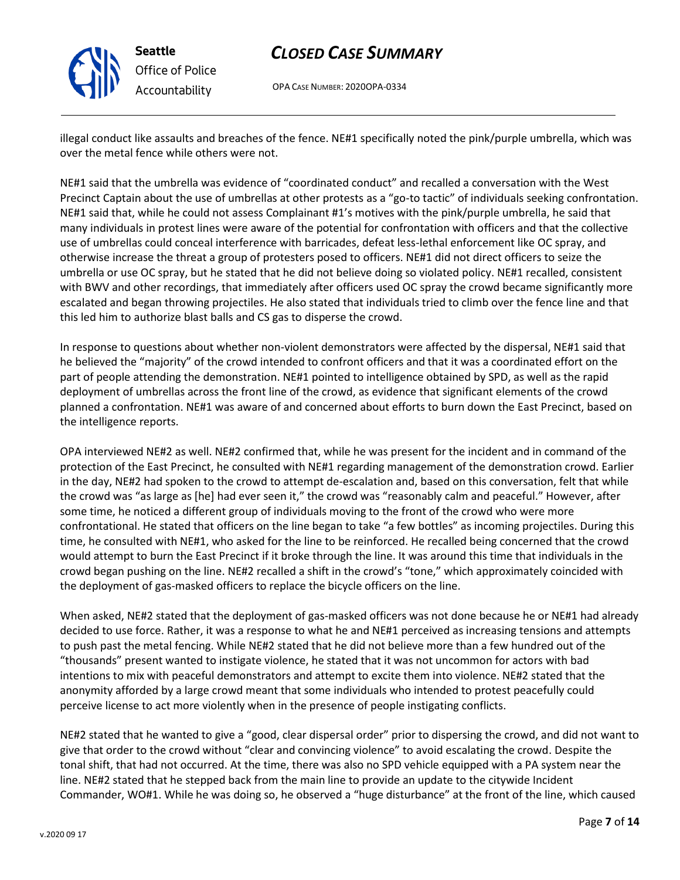illegal conduct like assaults and breaches of the fence. NE#1 specifically noted the pink/purple umbrella, which was over the metal fence while others were not.

NE#1 said that the umbrella was evidence of "coordinated conduct" and recalled a conversation with the West Precinct Captain about the use of umbrellas at other protests as a "go-to tactic" of individuals seeking confrontation. NE#1 said that, while he could not assess Complainant #1's motives with the pink/purple umbrella, he said that many individuals in protest lines were aware of the potential for confrontation with officers and that the collective use of umbrellas could conceal interference with barricades, defeat less-lethal enforcement like OC spray, and otherwise increase the threat a group of protesters posed to officers. NE#1 did not direct officers to seize the umbrella or use OC spray, but he stated that he did not believe doing so violated policy. NE#1 recalled, consistent with BWV and other recordings, that immediately after officers used OC spray the crowd became significantly more escalated and began throwing projectiles. He also stated that individuals tried to climb over the fence line and that this led him to authorize blast balls and CS gas to disperse the crowd.

In response to questions about whether non-violent demonstrators were affected by the dispersal, NE#1 said that he believed the "majority" of the crowd intended to confront officers and that it was a coordinated effort on the part of people attending the demonstration. NE#1 pointed to intelligence obtained by SPD, as well as the rapid deployment of umbrellas across the front line of the crowd, as evidence that significant elements of the crowd planned a confrontation. NE#1 was aware of and concerned about efforts to burn down the East Precinct, based on the intelligence reports.

OPA interviewed NE#2 as well. NE#2 confirmed that, while he was present for the incident and in command of the protection of the East Precinct, he consulted with NE#1 regarding management of the demonstration crowd. Earlier in the day, NE#2 had spoken to the crowd to attempt de-escalation and, based on this conversation, felt that while the crowd was "as large as [he] had ever seen it," the crowd was "reasonably calm and peaceful." However, after some time, he noticed a different group of individuals moving to the front of the crowd who were more confrontational. He stated that officers on the line began to take "a few bottles" as incoming projectiles. During this time, he consulted with NE#1, who asked for the line to be reinforced. He recalled being concerned that the crowd would attempt to burn the East Precinct if it broke through the line. It was around this time that individuals in the crowd began pushing on the line. NE#2 recalled a shift in the crowd's "tone," which approximately coincided with the deployment of gas-masked officers to replace the bicycle officers on the line.

When asked, NE#2 stated that the deployment of gas-masked officers was not done because he or NE#1 had already decided to use force. Rather, it was a response to what he and NE#1 perceived as increasing tensions and attempts to push past the metal fencing. While NE#2 stated that he did not believe more than a few hundred out of the "thousands" present wanted to instigate violence, he stated that it was not uncommon for actors with bad intentions to mix with peaceful demonstrators and attempt to excite them into violence. NE#2 stated that the anonymity afforded by a large crowd meant that some individuals who intended to protest peacefully could perceive license to act more violently when in the presence of people instigating conflicts.

NE#2 stated that he wanted to give a "good, clear dispersal order" prior to dispersing the crowd, and did not want to give that order to the crowd without "clear and convincing violence" to avoid escalating the crowd. Despite the tonal shift, that had not occurred. At the time, there was also no SPD vehicle equipped with a PA system near the line. NE#2 stated that he stepped back from the main line to provide an update to the citywide Incident Commander, WO#1. While he was doing so, he observed a "huge disturbance" at the front of the line, which caused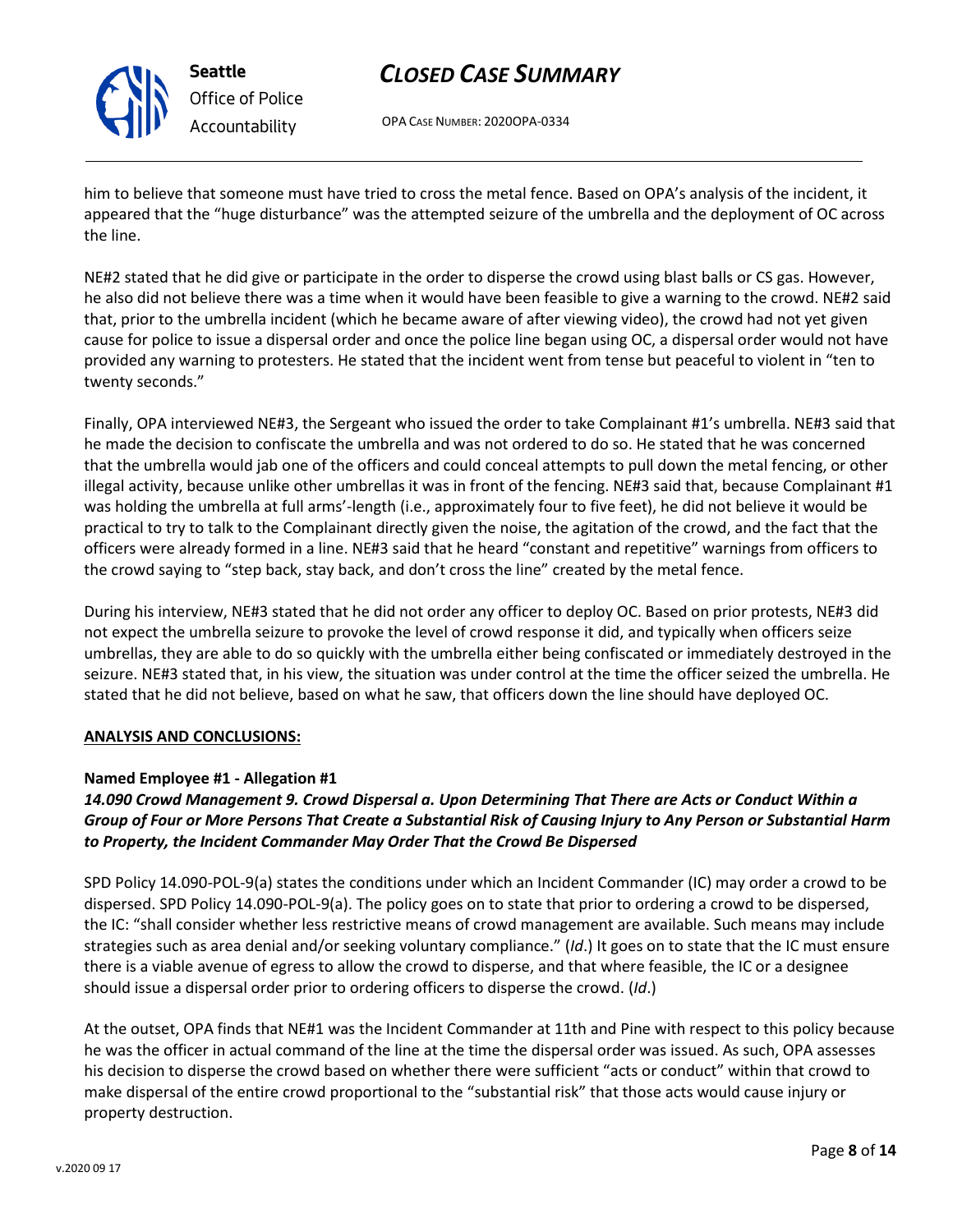him to believe that someone must have tried to cross the metal fence. Based on OPA's analysis of the incident, it appeared that the "huge disturbance" was the attempted seizure of the umbrella and the deployment of OC across the line.

NE#2 stated that he did give or participate in the order to disperse the crowd using blast balls or CS gas. However, he also did not believe there was a time when it would have been feasible to give a warning to the crowd. NE#2 said that, prior to the umbrella incident (which he became aware of after viewing video), the crowd had not yet given cause for police to issue a dispersal order and once the police line began using OC, a dispersal order would not have provided any warning to protesters. He stated that the incident went from tense but peaceful to violent in "ten to twenty seconds."

Finally, OPA interviewed NE#3, the Sergeant who issued the order to take Complainant #1's umbrella. NE#3 said that he made the decision to confiscate the umbrella and was not ordered to do so. He stated that he was concerned that the umbrella would jab one of the officers and could conceal attempts to pull down the metal fencing, or other illegal activity, because unlike other umbrellas it was in front of the fencing. NE#3 said that, because Complainant #1 was holding the umbrella at full arms'-length (i.e., approximately four to five feet), he did not believe it would be practical to try to talk to the Complainant directly given the noise, the agitation of the crowd, and the fact that the officers were already formed in a line. NE#3 said that he heard "constant and repetitive" warnings from officers to the crowd saying to "step back, stay back, and don't cross the line" created by the metal fence.

During his interview, NE#3 stated that he did not order any officer to deploy OC. Based on prior protests, NE#3 did not expect the umbrella seizure to provoke the level of crowd response it did, and typically when officers seize umbrellas, they are able to do so quickly with the umbrella either being confiscated or immediately destroyed in the seizure. NE#3 stated that, in his view, the situation was under control at the time the officer seized the umbrella. He stated that he did not believe, based on what he saw, that officers down the line should have deployed OC.

**ANALYSIS AND CONCLUSIONS:**

**Named Employee #1 - Allegation #1**
***14.090 Crowd Management 9. Crowd Dispersal a. Upon Determining That There are Acts or Conduct Within a Group of Four or More Persons That Create a Substantial Risk of Causing Injury to Any Person or Substantial Harm to Property, the Incident Commander May Order That the Crowd Be Dispersed***

SPD Policy 14.090-POL-9(a) states the conditions under which an Incident Commander (IC) may order a crowd to be dispersed. SPD Policy 14.090-POL-9(a). The policy goes on to state that prior to ordering a crowd to be dispersed, the IC: "shall consider whether less restrictive means of crowd management are available. Such means may include strategies such as area denial and/or seeking voluntary compliance." (*Id*.) It goes on to state that the IC must ensure there is a viable avenue of egress to allow the crowd to disperse, and that where feasible, the IC or a designee should issue a dispersal order prior to ordering officers to disperse the crowd. (*Id*.)

At the outset, OPA finds that NE#1 was the Incident Commander at 11th and Pine with respect to this policy because he was the officer in actual command of the line at the time the dispersal order was issued. As such, OPA assesses his decision to disperse the crowd based on whether there were sufficient "acts or conduct" within that crowd to make dispersal of the entire crowd proportional to the "substantial risk" that those acts would cause injury or property destruction.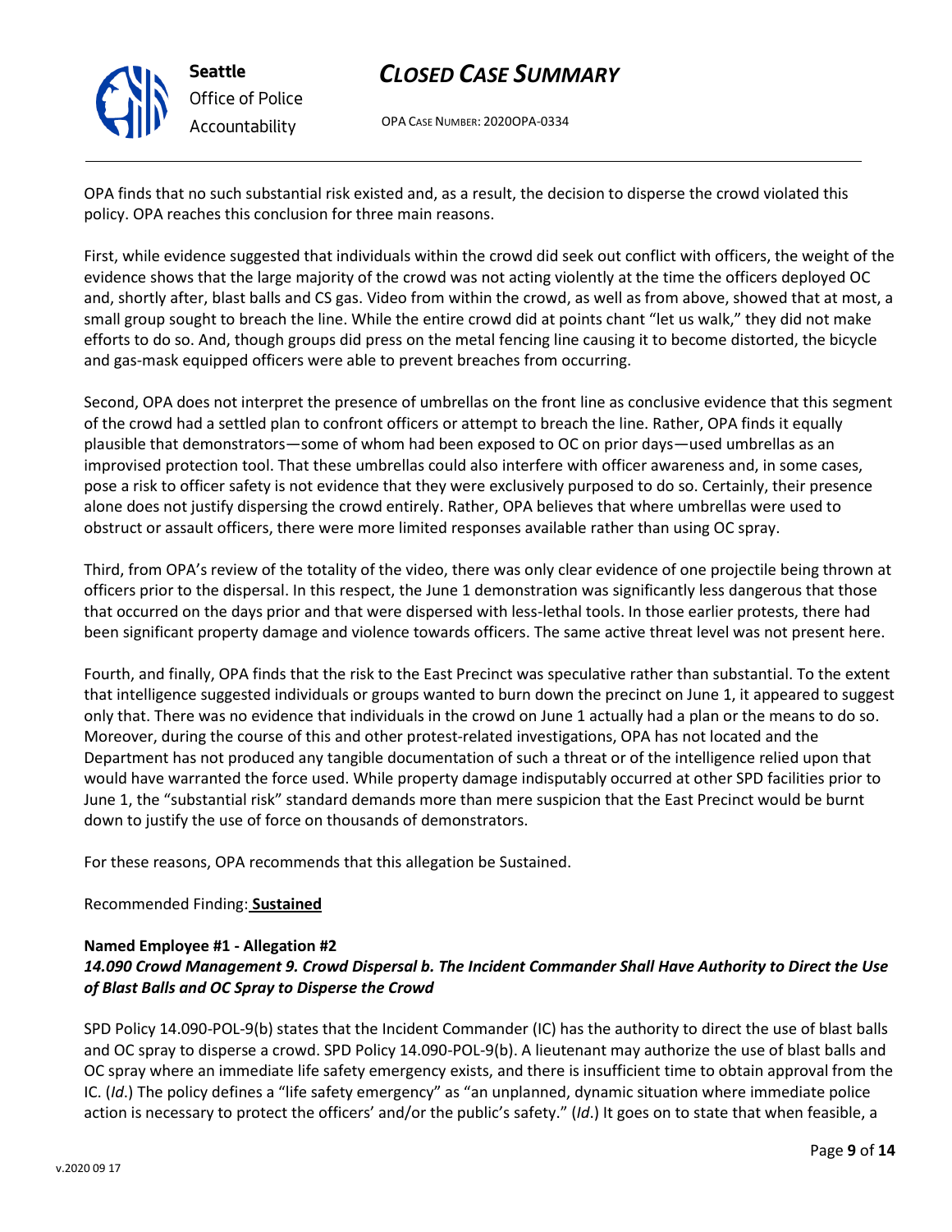OPA finds that no such substantial risk existed and, as a result, the decision to disperse the crowd violated this policy. OPA reaches this conclusion for three main reasons.

First, while evidence suggested that individuals within the crowd did seek out conflict with officers, the weight of the evidence shows that the large majority of the crowd was not acting violently at the time the officers deployed OC and, shortly after, blast balls and CS gas. Video from within the crowd, as well as from above, showed that at most, a small group sought to breach the line. While the entire crowd did at points chant "let us walk," they did not make efforts to do so. And, though groups did press on the metal fencing line causing it to become distorted, the bicycle and gas-mask equipped officers were able to prevent breaches from occurring.

Second, OPA does not interpret the presence of umbrellas on the front line as conclusive evidence that this segment of the crowd had a settled plan to confront officers or attempt to breach the line. Rather, OPA finds it equally plausible that demonstrators—some of whom had been exposed to OC on prior days—used umbrellas as an improvised protection tool. That these umbrellas could also interfere with officer awareness and, in some cases, pose a risk to officer safety is not evidence that they were exclusively purposed to do so. Certainly, their presence alone does not justify dispersing the crowd entirely. Rather, OPA believes that where umbrellas were used to obstruct or assault officers, there were more limited responses available rather than using OC spray.

Third, from OPA's review of the totality of the video, there was only clear evidence of one projectile being thrown at officers prior to the dispersal. In this respect, the June 1 demonstration was significantly less dangerous that those that occurred on the days prior and that were dispersed with less-lethal tools. In those earlier protests, there had been significant property damage and violence towards officers. The same active threat level was not present here.

Fourth, and finally, OPA finds that the risk to the East Precinct was speculative rather than substantial. To the extent that intelligence suggested individuals or groups wanted to burn down the precinct on June 1, it appeared to suggest only that. There was no evidence that individuals in the crowd on June 1 actually had a plan or the means to do so. Moreover, during the course of this and other protest-related investigations, OPA has not located and the Department has not produced any tangible documentation of such a threat or of the intelligence relied upon that would have warranted the force used. While property damage indisputably occurred at other SPD facilities prior to June 1, the "substantial risk" standard demands more than mere suspicion that the East Precinct would be burnt down to justify the use of force on thousands of demonstrators.

For these reasons, OPA recommends that this allegation be Sustained.

Recommended Finding: **Sustained**

**Named Employee #1 - Allegation #2**

***14.090 Crowd Management 9. Crowd Dispersal b. The Incident Commander Shall Have Authority to Direct the Use of Blast Balls and OC Spray to Disperse the Crowd***

SPD Policy 14.090-POL-9(b) states that the Incident Commander (IC) has the authority to direct the use of blast balls and OC spray to disperse a crowd. SPD Policy 14.090-POL-9(b). A lieutenant may authorize the use of blast balls and OC spray where an immediate life safety emergency exists, and there is insufficient time to obtain approval from the IC. (*Id*.) The policy defines a "life safety emergency" as "an unplanned, dynamic situation where immediate police action is necessary to protect the officers' and/or the public's safety." (*Id*.) It goes on to state that when feasible, a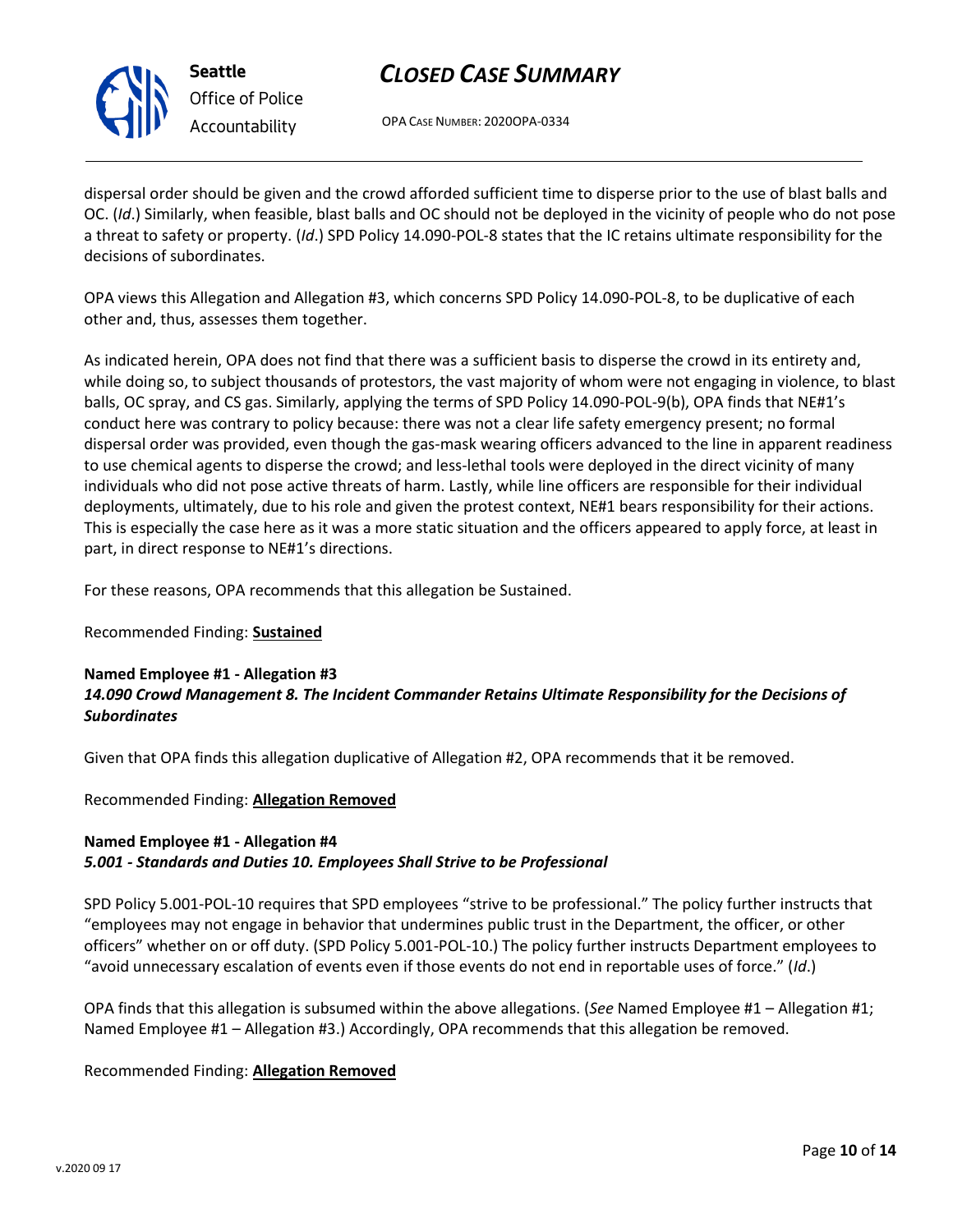dispersal order should be given and the crowd afforded sufficient time to disperse prior to the use of blast balls and OC. (*Id*.) Similarly, when feasible, blast balls and OC should not be deployed in the vicinity of people who do not pose a threat to safety or property. (*Id*.) SPD Policy 14.090-POL-8 states that the IC retains ultimate responsibility for the decisions of subordinates.

OPA views this Allegation and Allegation #3, which concerns SPD Policy 14.090-POL-8, to be duplicative of each other and, thus, assesses them together.

As indicated herein, OPA does not find that there was a sufficient basis to disperse the crowd in its entirety and, while doing so, to subject thousands of protestors, the vast majority of whom were not engaging in violence, to blast balls, OC spray, and CS gas. Similarly, applying the terms of SPD Policy 14.090-POL-9(b), OPA finds that NE#1's conduct here was contrary to policy because: there was not a clear life safety emergency present; no formal dispersal order was provided, even though the gas-mask wearing officers advanced to the line in apparent readiness to use chemical agents to disperse the crowd; and less-lethal tools were deployed in the direct vicinity of many individuals who did not pose active threats of harm. Lastly, while line officers are responsible for their individual deployments, ultimately, due to his role and given the protest context, NE#1 bears responsibility for their actions. This is especially the case here as it was a more static situation and the officers appeared to apply force, at least in part, in direct response to NE#1's directions.

For these reasons, OPA recommends that this allegation be Sustained.

Recommended Finding: **Sustained**

**Named Employee #1 - Allegation #3**
***14.090 Crowd Management 8. The Incident Commander Retains Ultimate Responsibility for the Decisions of Subordinates***

Given that OPA finds this allegation duplicative of Allegation #2, OPA recommends that it be removed.

Recommended Finding: **Allegation Removed**

**Named Employee #1 - Allegation #4**
***5.001 - Standards and Duties 10. Employees Shall Strive to be Professional***

SPD Policy 5.001-POL-10 requires that SPD employees "strive to be professional." The policy further instructs that "employees may not engage in behavior that undermines public trust in the Department, the officer, or other officers" whether on or off duty. (SPD Policy 5.001-POL-10.) The policy further instructs Department employees to "avoid unnecessary escalation of events even if those events do not end in reportable uses of force." (*Id*.)

OPA finds that this allegation is subsumed within the above allegations. (*See* Named Employee #1 – Allegation #1; Named Employee #1 – Allegation #3.) Accordingly, OPA recommends that this allegation be removed.

Recommended Finding: **Allegation Removed**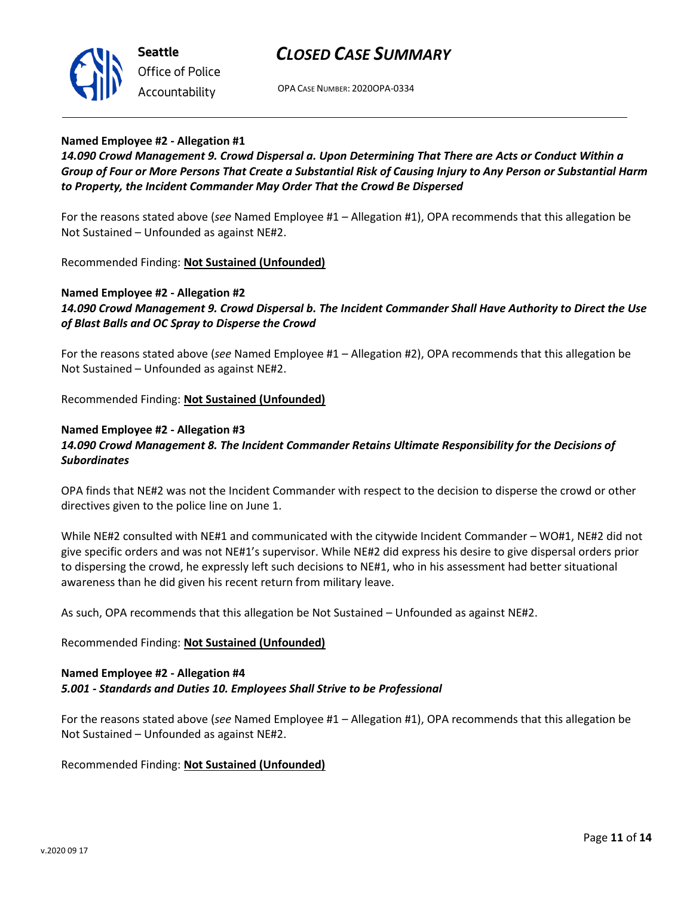**Named Employee #2 - Allegation #1**
***14.090 Crowd Management 9. Crowd Dispersal a. Upon Determining That There are Acts or Conduct Within a Group of Four or More Persons That Create a Substantial Risk of Causing Injury to Any Person or Substantial Harm to Property, the Incident Commander May Order That the Crowd Be Dispersed***

For the reasons stated above (*see* Named Employee #1 – Allegation #1), OPA recommends that this allegation be Not Sustained – Unfounded as against NE#2.

Recommended Finding: **Not Sustained (Unfounded)**

**Named Employee #2 - Allegation #2**
***14.090 Crowd Management 9. Crowd Dispersal b. The Incident Commander Shall Have Authority to Direct the Use of Blast Balls and OC Spray to Disperse the Crowd***

For the reasons stated above (*see* Named Employee #1 – Allegation #2), OPA recommends that this allegation be Not Sustained – Unfounded as against NE#2.

Recommended Finding: **Not Sustained (Unfounded)**

**Named Employee #2 - Allegation #3**
***14.090 Crowd Management 8. The Incident Commander Retains Ultimate Responsibility for the Decisions of Subordinates***

OPA finds that NE#2 was not the Incident Commander with respect to the decision to disperse the crowd or other directives given to the police line on June 1.

While NE#2 consulted with NE#1 and communicated with the citywide Incident Commander – WO#1, NE#2 did not give specific orders and was not NE#1's supervisor. While NE#2 did express his desire to give dispersal orders prior to dispersing the crowd, he expressly left such decisions to NE#1, who in his assessment had better situational awareness than he did given his recent return from military leave.

As such, OPA recommends that this allegation be Not Sustained – Unfounded as against NE#2.

Recommended Finding: **Not Sustained (Unfounded)**

**Named Employee #2 - Allegation #4**
***5.001 - Standards and Duties 10. Employees Shall Strive to be Professional***

For the reasons stated above (*see* Named Employee #1 – Allegation #1), OPA recommends that this allegation be Not Sustained – Unfounded as against NE#2.

Recommended Finding: **Not Sustained (Unfounded)**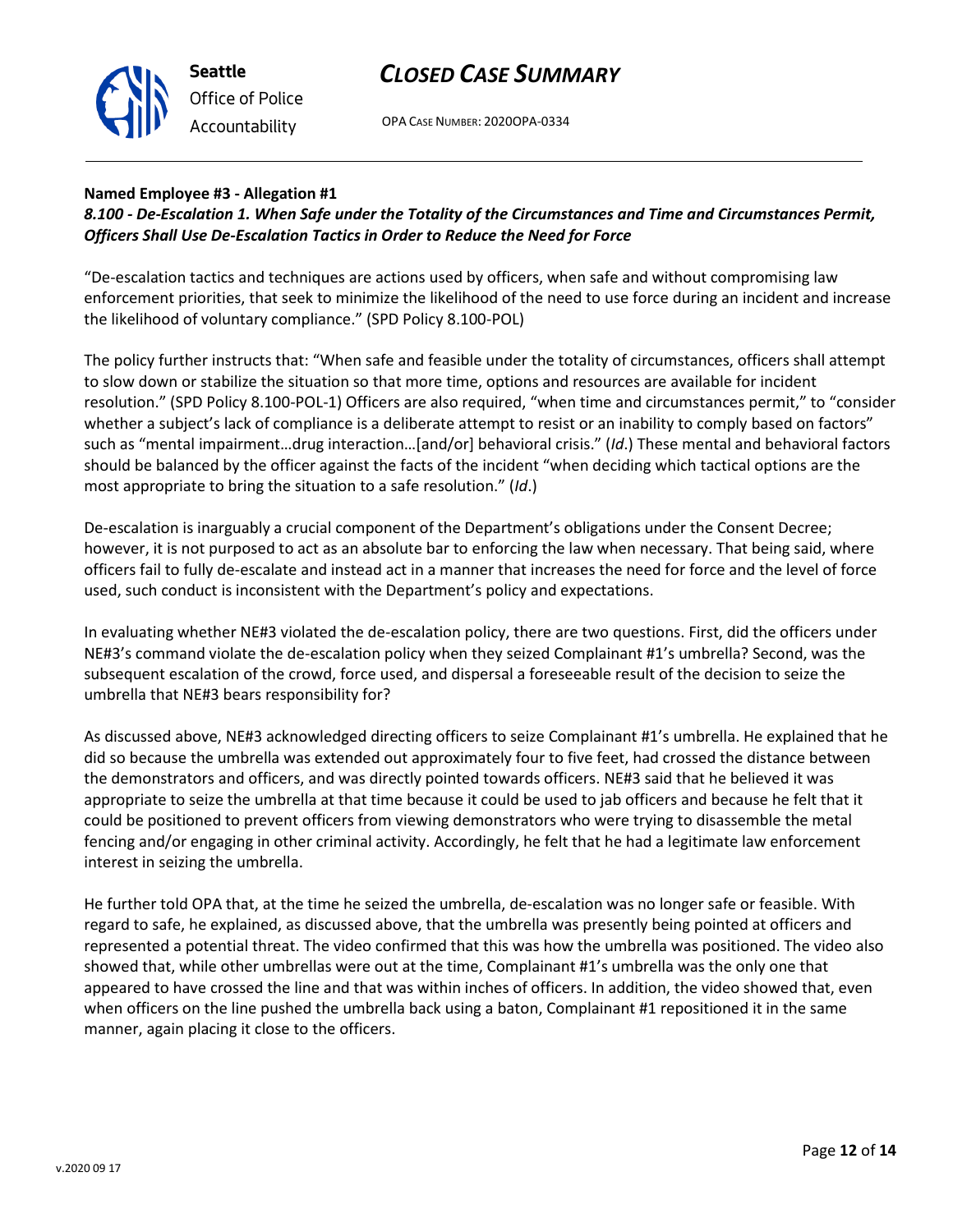**Named Employee #3 - Allegation #1**
***8.100 - De-Escalation 1. When Safe under the Totality of the Circumstances and Time and Circumstances Permit, Officers Shall Use De-Escalation Tactics in Order to Reduce the Need for Force***

"De-escalation tactics and techniques are actions used by officers, when safe and without compromising law enforcement priorities, that seek to minimize the likelihood of the need to use force during an incident and increase the likelihood of voluntary compliance." (SPD Policy 8.100-POL)

The policy further instructs that: "When safe and feasible under the totality of circumstances, officers shall attempt to slow down or stabilize the situation so that more time, options and resources are available for incident resolution." (SPD Policy 8.100-POL-1) Officers are also required, "when time and circumstances permit," to "consider whether a subject's lack of compliance is a deliberate attempt to resist or an inability to comply based on factors" such as "mental impairment…drug interaction…[and/or] behavioral crisis." (*Id*.) These mental and behavioral factors should be balanced by the officer against the facts of the incident "when deciding which tactical options are the most appropriate to bring the situation to a safe resolution." (*Id*.)

De-escalation is inarguably a crucial component of the Department's obligations under the Consent Decree; however, it is not purposed to act as an absolute bar to enforcing the law when necessary. That being said, where officers fail to fully de-escalate and instead act in a manner that increases the need for force and the level of force used, such conduct is inconsistent with the Department's policy and expectations.

In evaluating whether NE#3 violated the de-escalation policy, there are two questions. First, did the officers under NE#3's command violate the de-escalation policy when they seized Complainant #1's umbrella? Second, was the subsequent escalation of the crowd, force used, and dispersal a foreseeable result of the decision to seize the umbrella that NE#3 bears responsibility for?

As discussed above, NE#3 acknowledged directing officers to seize Complainant #1's umbrella. He explained that he did so because the umbrella was extended out approximately four to five feet, had crossed the distance between the demonstrators and officers, and was directly pointed towards officers. NE#3 said that he believed it was appropriate to seize the umbrella at that time because it could be used to jab officers and because he felt that it could be positioned to prevent officers from viewing demonstrators who were trying to disassemble the metal fencing and/or engaging in other criminal activity. Accordingly, he felt that he had a legitimate law enforcement interest in seizing the umbrella.

He further told OPA that, at the time he seized the umbrella, de-escalation was no longer safe or feasible. With regard to safe, he explained, as discussed above, that the umbrella was presently being pointed at officers and represented a potential threat. The video confirmed that this was how the umbrella was positioned. The video also showed that, while other umbrellas were out at the time, Complainant #1's umbrella was the only one that appeared to have crossed the line and that was within inches of officers. In addition, the video showed that, even when officers on the line pushed the umbrella back using a baton, Complainant #1 repositioned it in the same manner, again placing it close to the officers.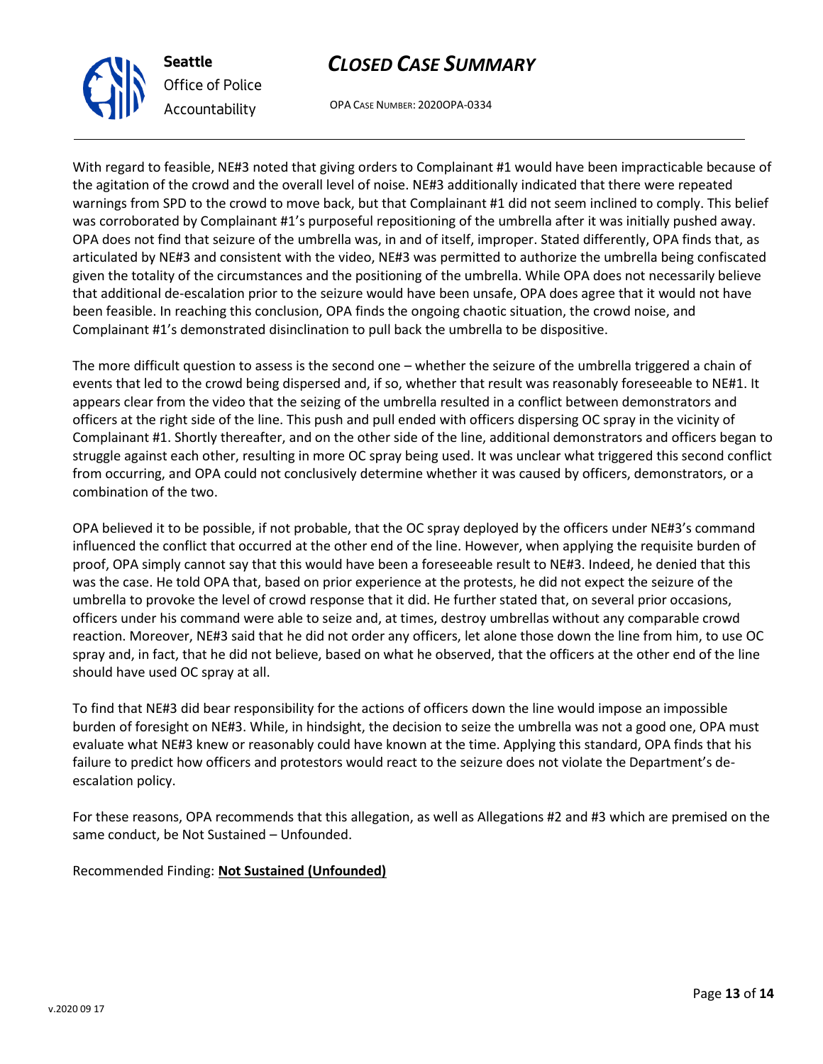With regard to feasible, NE#3 noted that giving orders to Complainant #1 would have been impracticable because of the agitation of the crowd and the overall level of noise. NE#3 additionally indicated that there were repeated warnings from SPD to the crowd to move back, but that Complainant #1 did not seem inclined to comply. This belief was corroborated by Complainant #1's purposeful repositioning of the umbrella after it was initially pushed away. OPA does not find that seizure of the umbrella was, in and of itself, improper. Stated differently, OPA finds that, as articulated by NE#3 and consistent with the video, NE#3 was permitted to authorize the umbrella being confiscated given the totality of the circumstances and the positioning of the umbrella. While OPA does not necessarily believe that additional de-escalation prior to the seizure would have been unsafe, OPA does agree that it would not have been feasible. In reaching this conclusion, OPA finds the ongoing chaotic situation, the crowd noise, and Complainant #1's demonstrated disinclination to pull back the umbrella to be dispositive.

The more difficult question to assess is the second one – whether the seizure of the umbrella triggered a chain of events that led to the crowd being dispersed and, if so, whether that result was reasonably foreseeable to NE#1. It appears clear from the video that the seizing of the umbrella resulted in a conflict between demonstrators and officers at the right side of the line. This push and pull ended with officers dispersing OC spray in the vicinity of Complainant #1. Shortly thereafter, and on the other side of the line, additional demonstrators and officers began to struggle against each other, resulting in more OC spray being used. It was unclear what triggered this second conflict from occurring, and OPA could not conclusively determine whether it was caused by officers, demonstrators, or a combination of the two.

OPA believed it to be possible, if not probable, that the OC spray deployed by the officers under NE#3's command influenced the conflict that occurred at the other end of the line. However, when applying the requisite burden of proof, OPA simply cannot say that this would have been a foreseeable result to NE#3. Indeed, he denied that this was the case. He told OPA that, based on prior experience at the protests, he did not expect the seizure of the umbrella to provoke the level of crowd response that it did. He further stated that, on several prior occasions, officers under his command were able to seize and, at times, destroy umbrellas without any comparable crowd reaction. Moreover, NE#3 said that he did not order any officers, let alone those down the line from him, to use OC spray and, in fact, that he did not believe, based on what he observed, that the officers at the other end of the line should have used OC spray at all.

To find that NE#3 did bear responsibility for the actions of officers down the line would impose an impossible burden of foresight on NE#3. While, in hindsight, the decision to seize the umbrella was not a good one, OPA must evaluate what NE#3 knew or reasonably could have known at the time. Applying this standard, OPA finds that his failure to predict how officers and protestors would react to the seizure does not violate the Department's de-escalation policy.

For these reasons, OPA recommends that this allegation, as well as Allegations #2 and #3 which are premised on the same conduct, be Not Sustained – Unfounded.

Recommended Finding: **Not Sustained (Unfounded)**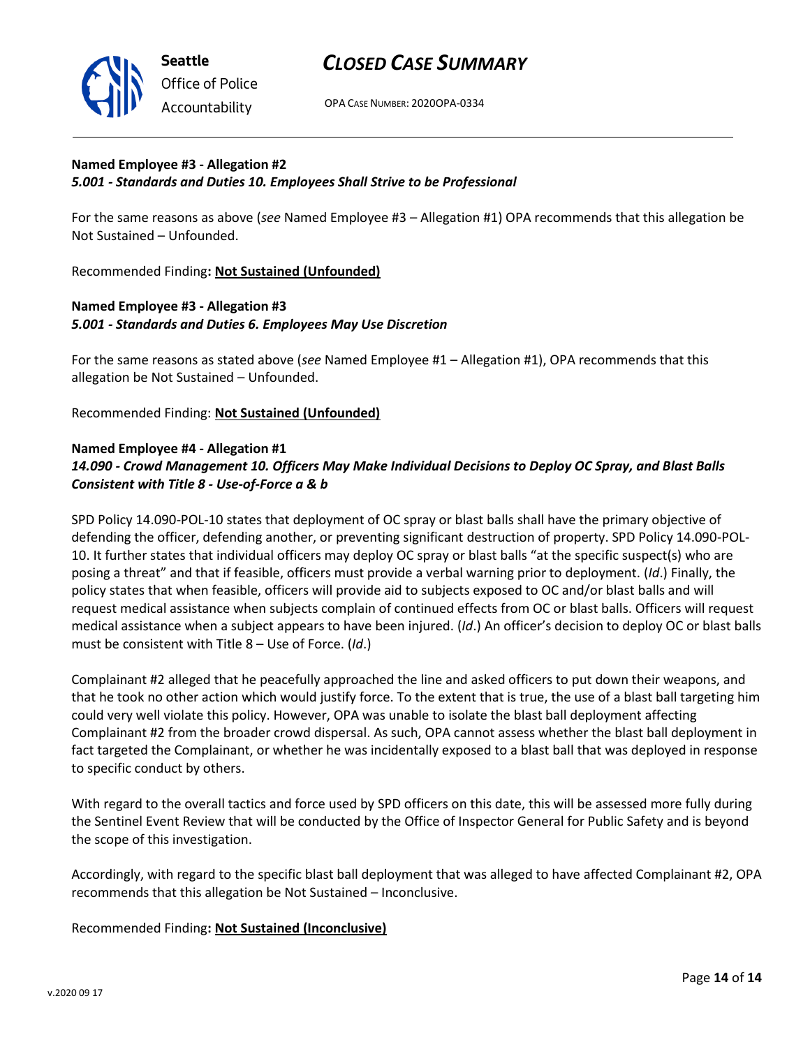**Named Employee #3 - Allegation #2**
***5.001 - Standards and Duties 10. Employees Shall Strive to be Professional***

For the same reasons as above (*see* Named Employee #3 – Allegation #1) OPA recommends that this allegation be Not Sustained – Unfounded.

Recommended Finding**: Not Sustained (Unfounded)**

**Named Employee #3 - Allegation #3**
***5.001 - Standards and Duties 6. Employees May Use Discretion***

For the same reasons as stated above (*see* Named Employee #1 – Allegation #1), OPA recommends that this allegation be Not Sustained – Unfounded.

Recommended Finding: **Not Sustained (Unfounded)**

**Named Employee #4 - Allegation #1**
***14.090 - Crowd Management 10. Officers May Make Individual Decisions to Deploy OC Spray, and Blast Balls Consistent with Title 8 - Use-of-Force a & b***

SPD Policy 14.090-POL-10 states that deployment of OC spray or blast balls shall have the primary objective of defending the officer, defending another, or preventing significant destruction of property. SPD Policy 14.090-POL-10. It further states that individual officers may deploy OC spray or blast balls "at the specific suspect(s) who are posing a threat" and that if feasible, officers must provide a verbal warning prior to deployment. (*Id*.) Finally, the policy states that when feasible, officers will provide aid to subjects exposed to OC and/or blast balls and will request medical assistance when subjects complain of continued effects from OC or blast balls. Officers will request medical assistance when a subject appears to have been injured. (*Id*.) An officer's decision to deploy OC or blast balls must be consistent with Title 8 – Use of Force. (*Id*.)

Complainant #2 alleged that he peacefully approached the line and asked officers to put down their weapons, and that he took no other action which would justify force. To the extent that is true, the use of a blast ball targeting him could very well violate this policy. However, OPA was unable to isolate the blast ball deployment affecting Complainant #2 from the broader crowd dispersal. As such, OPA cannot assess whether the blast ball deployment in fact targeted the Complainant, or whether he was incidentally exposed to a blast ball that was deployed in response to specific conduct by others.

With regard to the overall tactics and force used by SPD officers on this date, this will be assessed more fully during the Sentinel Event Review that will be conducted by the Office of Inspector General for Public Safety and is beyond the scope of this investigation.

Accordingly, with regard to the specific blast ball deployment that was alleged to have affected Complainant #2, OPA recommends that this allegation be Not Sustained – Inconclusive.

Recommended Finding**: Not Sustained (Inconclusive)**